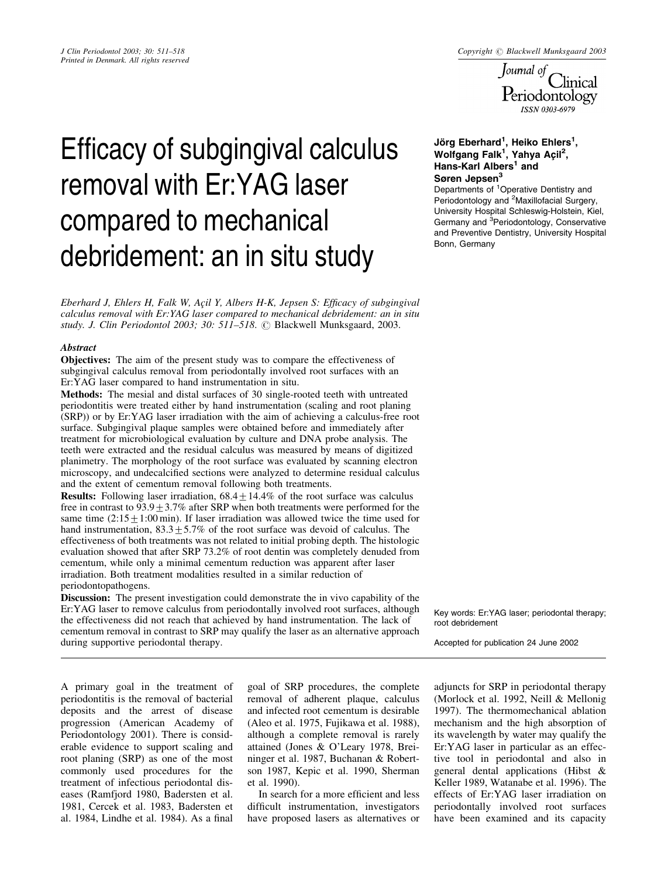# Efficacy of subgingival calculus removal with Er:YAG laser compared to mechanical debridement: an in situ study

**Jörg Eberhard[1], Heiko Ehlers[1], Wolfgang Falk[1], Yahya Açil[2], Hans-Karl Albers[1] and Søren Jepsen[3]**

Departments of [1]Operative Dentistry and Periodontology and [2]Maxillofacial Surgery, University Hospital Schleswig-Holstein, Kiel, Germany and [3]Periodontology, Conservative and Preventive Dentistry, University Hospital Bonn, Germany

*Eberhard J, Ehlers H, Falk W, Açil Y, Albers H-K, Jepsen S: Efficacy of subgingival calculus removal with Er:YAG laser compared to mechanical debridement: an in situ study. J. Clin Periodontol 2003; 30: 511–518.* © Blackwell Munksgaard, 2003.

### *Abstract*

**Objectives:** The aim of the present study was to compare the effectiveness of subgingival calculus removal from periodontally involved root surfaces with an Er:YAG laser compared to hand instrumentation in situ.

**Methods:** The mesial and distal surfaces of 30 single-rooted teeth with untreated periodontitis were treated either by hand instrumentation (scaling and root planing (SRP)) or by Er:YAG laser irradiation with the aim of achieving a calculus-free root surface. Subgingival plaque samples were obtained before and immediately after treatment for microbiological evaluation by culture and DNA probe analysis. The teeth were extracted and the residual calculus was measured by means of digitized planimetry. The morphology of the root surface was evaluated by scanning electron microscopy, and undecalcified sections were analyzed to determine residual calculus and the extent of cementum removal following both treatments.

**Results:** Following laser irradiation, $68.4 \pm 14.4\%$ of the root surface was calculus free in contrast to $93.9 \pm 3.7\%$ after SRP when both treatments were performed for the same time ($2{:}15 \pm 1{:}00$ min). If laser irradiation was allowed twice the time used for hand instrumentation, $83.3 \pm 5.7\%$ of the root surface was devoid of calculus. The effectiveness of both treatments was not related to initial probing depth. The histologic evaluation showed that after SRP 73.2% of root dentin was completely denuded from cementum, while only a minimal cementum reduction was apparent after laser irradiation. Both treatment modalities resulted in a similar reduction of periodontopathogens.

**Discussion:** The present investigation could demonstrate the in vivo capability of the Er:YAG laser to remove calculus from periodontally involved root surfaces, although the effectiveness did not reach that achieved by hand instrumentation. The lack of cementum removal in contrast to SRP may qualify the laser as an alternative approach during supportive periodontal therapy.

Key words: Er:YAG laser; periodontal therapy; root debridement

Accepted for publication 24 June 2002

A primary goal in the treatment of periodontitis is the removal of bacterial deposits and the arrest of disease progression (American Academy of Periodontology 2001). There is considerable evidence to support scaling and root planing (SRP) as one of the most commonly used procedures for the treatment of infectious periodontal diseases (Ramfjord 1980, Badersten et al. 1981, Cercek et al. 1983, Badersten et al. 1984, Lindhe et al. 1984). As a final goal of SRP procedures, the complete removal of adherent plaque, calculus and infected root cementum is desirable (Aleo et al. 1975, Fujikawa et al. 1988), although a complete removal is rarely attained (Jones & O'Leary 1978, Breininger et al. 1987, Buchanan & Robertson 1987, Kepic et al. 1990, Sherman et al. 1990).

In search for a more efficient and less difficult instrumentation, investigators have proposed lasers as alternatives or adjuncts for SRP in periodontal therapy (Morlock et al. 1992, Neill & Mellonig 1997). The thermomechanical ablation mechanism and the high absorption of its wavelength by water may qualify the Er:YAG laser in particular as an effective tool in periodontal and also in general dental applications (Hibst & Keller 1989, Watanabe et al. 1996). The effects of Er:YAG laser irradiation on periodontally involved root surfaces have been examined and its capacity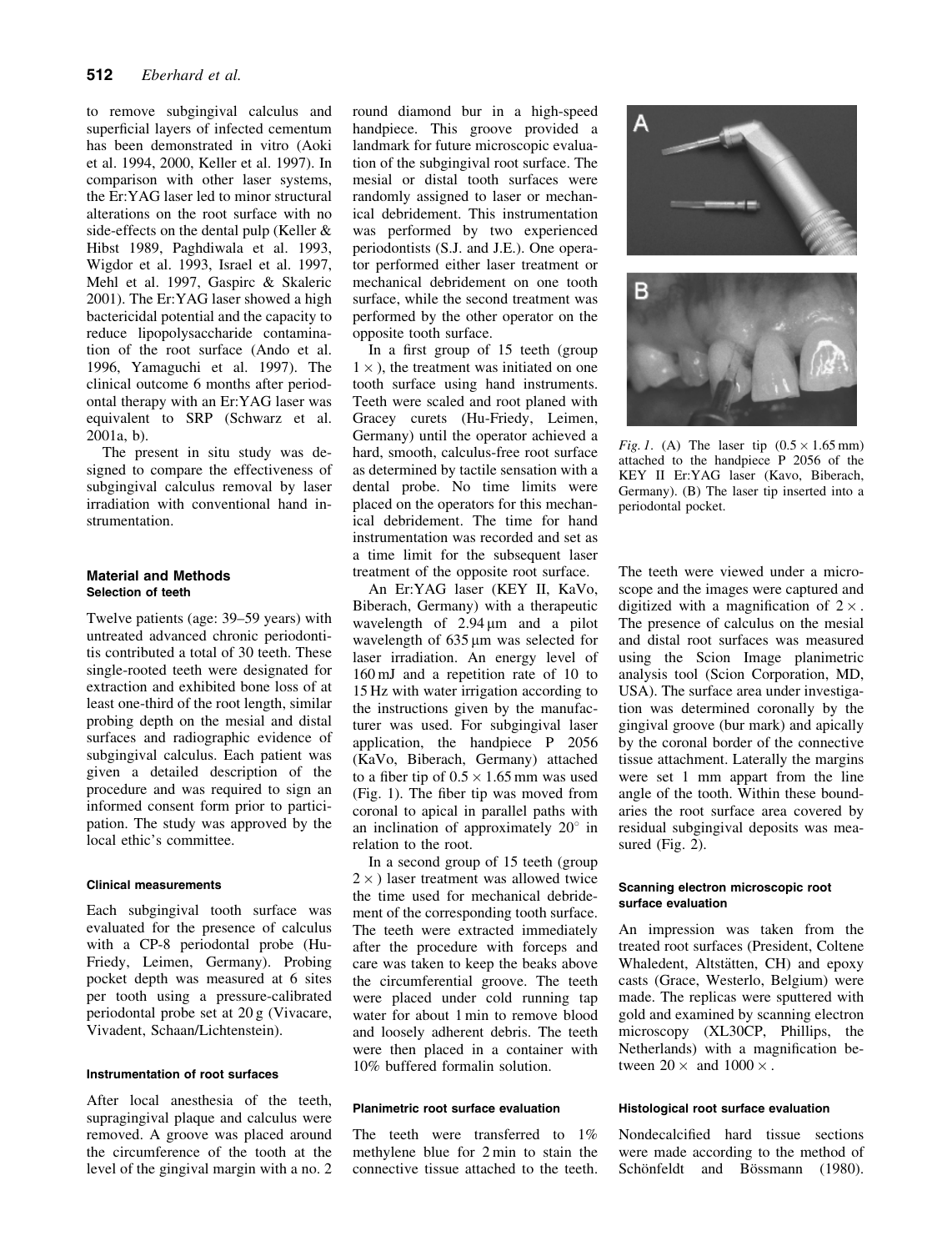to remove subgingival calculus and superficial layers of infected cementum has been demonstrated in vitro (Aoki et al. 1994, 2000, Keller et al. 1997). In comparison with other laser systems, the Er:YAG laser led to minor structural alterations on the root surface with no side-effects on the dental pulp (Keller & Hibst 1989, Paghdiwala et al. 1993, Wigdor et al. 1993, Israel et al. 1997, Mehl et al. 1997, Gaspirc & Skaleric 2001). The Er:YAG laser showed a high bactericidal potential and the capacity to reduce lipopolysaccharide contamination of the root surface (Ando et al. 1996, Yamaguchi et al. 1997). The clinical outcome 6 months after periodontal therapy with an Er:YAG laser was equivalent to SRP (Schwarz et al. 2001a, b).

The present in situ study was designed to compare the effectiveness of subgingival calculus removal by laser irradiation with conventional hand instrumentation.

## Material and Methods

### Selection of teeth

Twelve patients (age: 39–59 years) with untreated advanced chronic periodontitis contributed a total of 30 teeth. These single-rooted teeth were designated for extraction and exhibited bone loss of at least one-third of the root length, similar probing depth on the mesial and distal surfaces and radiographic evidence of subgingival calculus. Each patient was given a detailed description of the procedure and was required to sign an informed consent form prior to participation. The study was approved by the local ethic's committee.

#### Clinical measurements

Each subgingival tooth surface was evaluated for the presence of calculus with a CP-8 periodontal probe (Hu-Friedy, Leimen, Germany). Probing pocket depth was measured at 6 sites per tooth using a pressure-calibrated periodontal probe set at 20 g (Vivacare, Vivadent, Schaan/Lichtenstein).

#### Instrumentation of root surfaces

After local anesthesia of the teeth, supragingival plaque and calculus were removed. A groove was placed around the circumference of the tooth at the level of the gingival margin with a no. 2 round diamond bur in a high-speed handpiece. This groove provided a landmark for future microscopic evaluation of the subgingival root surface. The mesial or distal tooth surfaces were randomly assigned to laser or mechanical debridement. This instrumentation was performed by two experienced periodontists (S.J. and J.E.). One operator performed either laser treatment or mechanical debridement on one tooth surface, while the second treatment was performed by the other operator on the opposite tooth surface.

In a first group of 15 teeth (group $1\times$), the treatment was initiated on one tooth surface using hand instruments. Teeth were scaled and root planed with Gracey curets (Hu-Friedy, Leimen, Germany) until the operator achieved a hard, smooth, calculus-free root surface as determined by tactile sensation with a dental probe. No time limits were placed on the operators for this mechanical debridement. The time for hand instrumentation was recorded and set as a time limit for the subsequent laser treatment of the opposite root surface.

An Er:YAG laser (KEY II, KaVo, Biberach, Germany) with a therapeutic wavelength of 2.94 μm and a pilot wavelength of 635 μm was selected for laser irradiation. An energy level of 160 mJ and a repetition rate of 10 to 15 Hz with water irrigation according to the instructions given by the manufacturer was used. For subgingival laser application, the handpiece P 2056 (KaVo, Biberach, Germany) attached to a fiber tip of $0.5 \times 1.65$ mm was used (Fig. 1). The fiber tip was moved from coronal to apical in parallel paths with an inclination of approximately 20° in relation to the root.

In a second group of 15 teeth (group $2\times$) laser treatment was allowed twice the time used for mechanical debridement of the corresponding tooth surface. The teeth were extracted immediately after the procedure with forceps and care was taken to keep the beaks above the circumferential groove. The teeth were placed under cold running tap water for about 1 min to remove blood and loosely adherent debris. The teeth were then placed in a container with 10% buffered formalin solution.

*Fig. 1.* (A) The laser tip ($0.5 \times 1.65$ mm) attached to the handpiece P 2056 of the KEY II Er:YAG laser (Kavo, Biberach, Germany). (B) The laser tip inserted into a periodontal pocket.

#### Planimetric root surface evaluation

The teeth were transferred to 1% methylene blue for 2 min to stain the connective tissue attached to the teeth. The teeth were viewed under a microscope and the images were captured and digitized with a magnification of $2\times$. The presence of calculus on the mesial and distal root surfaces was measured using the Scion Image planimetric analysis tool (Scion Corporation, MD, USA). The surface area under investigation was determined coronally by the gingival groove (bur mark) and apically by the coronal border of the connective tissue attachment. Laterally the margins were set 1 mm appart from the line angle of the tooth. Within these boundaries the root surface area covered by residual subgingival deposits was measured (Fig. 2).

#### Scanning electron microscopic root surface evaluation

An impression was taken from the treated root surfaces (President, Coltene Whaledent, Altstätten, CH) and epoxy casts (Grace, Westerlo, Belgium) were made. The replicas were sputtered with gold and examined by scanning electron microscopy (XL30CP, Phillips, the Netherlands) with a magnification between $20\times$ and $1000\times$.

#### Histological root surface evaluation

Nondecalcified hard tissue sections were made according to the method of Schönfeldt and Bössmann (1980).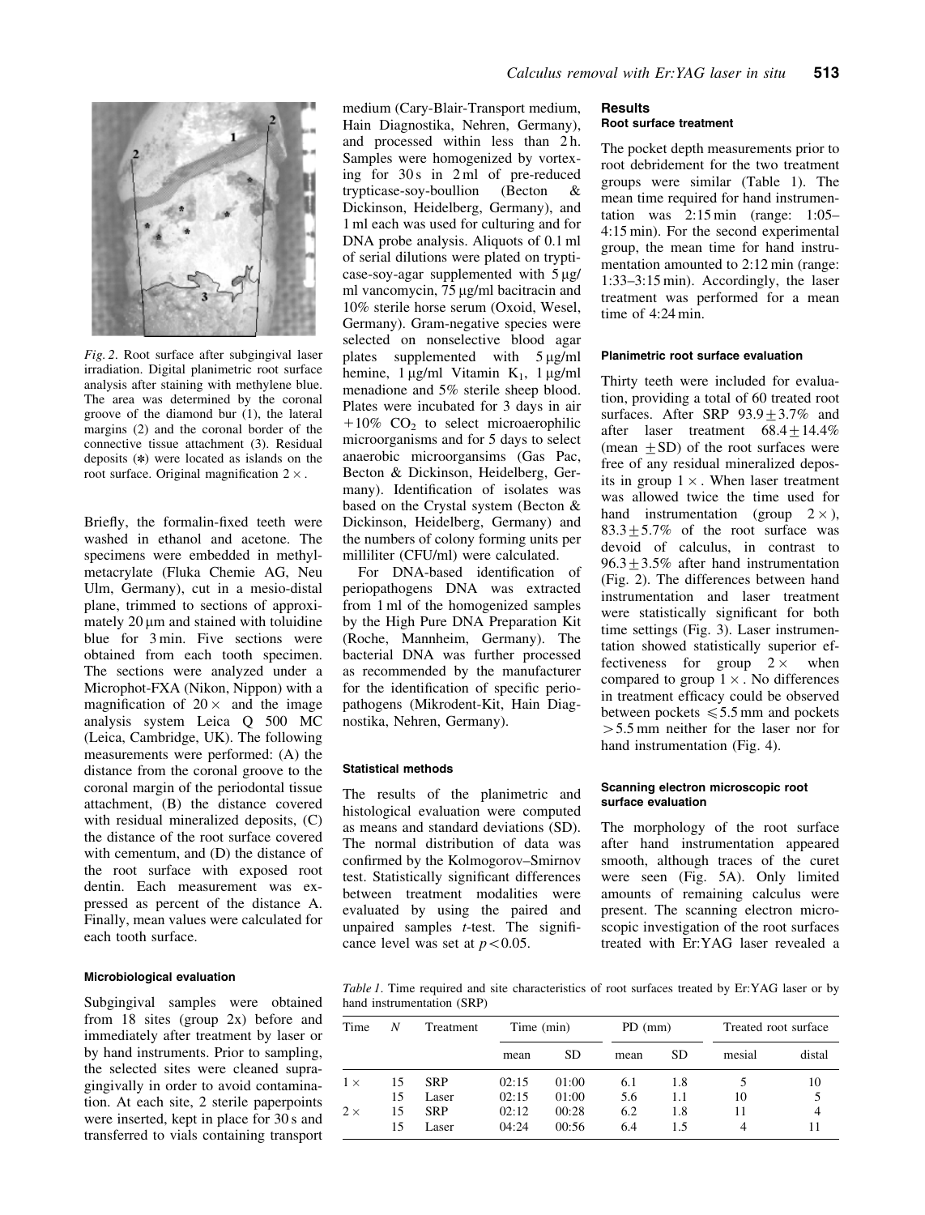*Fig. 2*. Root surface after subgingival laser irradiation. Digital planimetric root surface analysis after staining with methylene blue. The area was determined by the coronal groove of the diamond bur (1), the lateral margins (2) and the coronal border of the connective tissue attachment (3). Residual deposits (*) were located as islands on the root surface. Original magnification $2\times$.

Briefly, the formalin-fixed teeth were washed in ethanol and acetone. The specimens were embedded in methylmetacrylate (Fluka Chemie AG, Neu Ulm, Germany), cut in a mesio-distal plane, trimmed to sections of approximately 20 μm and stained with toluidine blue for 3 min. Five sections were obtained from each tooth specimen. The sections were analyzed under a Microphot-FXA (Nikon, Nippon) with a magnification of $20\times$ and the image analysis system Leica Q 500 MC (Leica, Cambridge, UK). The following measurements were performed: (A) the distance from the coronal groove to the coronal margin of the periodontal tissue attachment, (B) the distance covered with residual mineralized deposits, (C) the distance of the root surface covered with cementum, and (D) the distance of the root surface with exposed root dentin. Each measurement was expressed as percent of the distance A. Finally, mean values were calculated for each tooth surface.

#### Microbiological evaluation

Subgingival samples were obtained from 18 sites (group 2x) before and immediately after treatment by laser or by hand instruments. Prior to sampling, the selected sites were cleaned supragingivally in order to avoid contamination. At each site, 2 sterile paperpoints were inserted, kept in place for 30 s and transferred to vials containing transport medium (Cary-Blair-Transport medium, Hain Diagnostika, Nehren, Germany), and processed within less than 2 h. Samples were homogenized by vortexing for 30 s in 2 ml of pre-reduced trypticase-soy-boullion (Becton & Dickinson, Heidelberg, Germany), and 1 ml each was used for culturing and for DNA probe analysis. Aliquots of 0.1 ml of serial dilutions were plated on trypticase-soy-agar supplemented with 5 μg/ml vancomycin, 75 μg/ml bacitracin and 10% sterile horse serum (Oxoid, Wesel, Germany). Gram-negative species were selected on nonselective blood agar plates supplemented with 5 μg/ml hemine, 1 μg/ml Vitamin $K_1$, 1 μg/ml menadione and 5% sterile sheep blood. Plates were incubated for 3 days in air +10% $CO_2$ to select microaerophilic microorganisms and for 5 days to select anaerobic microorgansims (Gas Pac, Becton & Dickinson, Heidelberg, Germany). Identification of isolates was based on the Crystal system (Becton & Dickinson, Heidelberg, Germany) and the numbers of colony forming units per milliliter (CFU/ml) were calculated.

For DNA-based identification of periopathogens DNA was extracted from 1 ml of the homogenized samples by the High Pure DNA Preparation Kit (Roche, Mannheim, Germany). The bacterial DNA was further processed as recommended by the manufacturer for the identification of specific periopathogens (Mikrodent-Kit, Hain Diagnostika, Nehren, Germany).

#### Statistical methods

The results of the planimetric and histological evaluation were computed as means and standard deviations (SD). The normal distribution of data was confirmed by the Kolmogorov–Smirnov test. Statistically significant differences between treatment modalities were evaluated by using the paired and unpaired samples *t*-test. The significance level was set at $p<0.05$.

## Results

#### Root surface treatment

The pocket depth measurements prior to root debridement for the two treatment groups were similar (Table 1). The mean time required for hand instrumentation was 2:15 min (range: 1:05–4:15 min). For the second experimental group, the mean time for hand instrumentation amounted to 2:12 min (range: 1:33–3:15 min). Accordingly, the laser treatment was performed for a mean time of 4:24 min.

#### Planimetric root surface evaluation

Thirty teeth were included for evaluation, providing a total of 60 treated root surfaces. After SRP $93.9\pm3.7\%$ and after laser treatment $68.4\pm14.4\%$ (mean $\pm$SD) of the root surfaces were free of any residual mineralized deposits in group $1\times$. When laser treatment was allowed twice the time used for hand instrumentation (group $2\times$), $83.3\pm5.7\%$ of the root surface was devoid of calculus, in contrast to $96.3\pm3.5\%$ after hand instrumentation (Fig. 2). The differences between hand instrumentation and laser treatment were statistically significant for both time settings (Fig. 3). Laser instrumentation showed statistically superior effectiveness for group $2\times$ when compared to group $1\times$. No differences in treatment efficacy could be observed between pockets $\leqslant5.5$ mm and pockets $>5.5$ mm neither for the laser nor for hand instrumentation (Fig. 4).

#### Scanning electron microscopic root surface evaluation

The morphology of the root surface after hand instrumentation appeared smooth, although traces of the curet were seen (Fig. 5A). Only limited amounts of remaining calculus were present. The scanning electron microscopic investigation of the root surfaces treated with Er:YAG laser revealed a

*Table 1*. Time required and site characteristics of root surfaces treated by Er:YAG laser or by hand instrumentation (SRP)

| Time | N | Treatment | Time (min) | | PD (mm) | | Treated root surface | |
|---|---|---|---|---|---|---|---|---|
| | | | mean | SD | mean | SD | mesial | distal |
| $1\times$ | 15 | SRP | 02:15 | 01:00 | 6.1 | 1.8 | 5 | 10 |
| | 15 | Laser | 02:15 | 01:00 | 5.6 | 1.1 | 10 | 5 |
| $2\times$ | 15 | SRP | 02:12 | 00:28 | 6.2 | 1.8 | 11 | 4 |
| | 15 | Laser | 04:24 | 00:56 | 6.4 | 1.5 | 4 | 11 |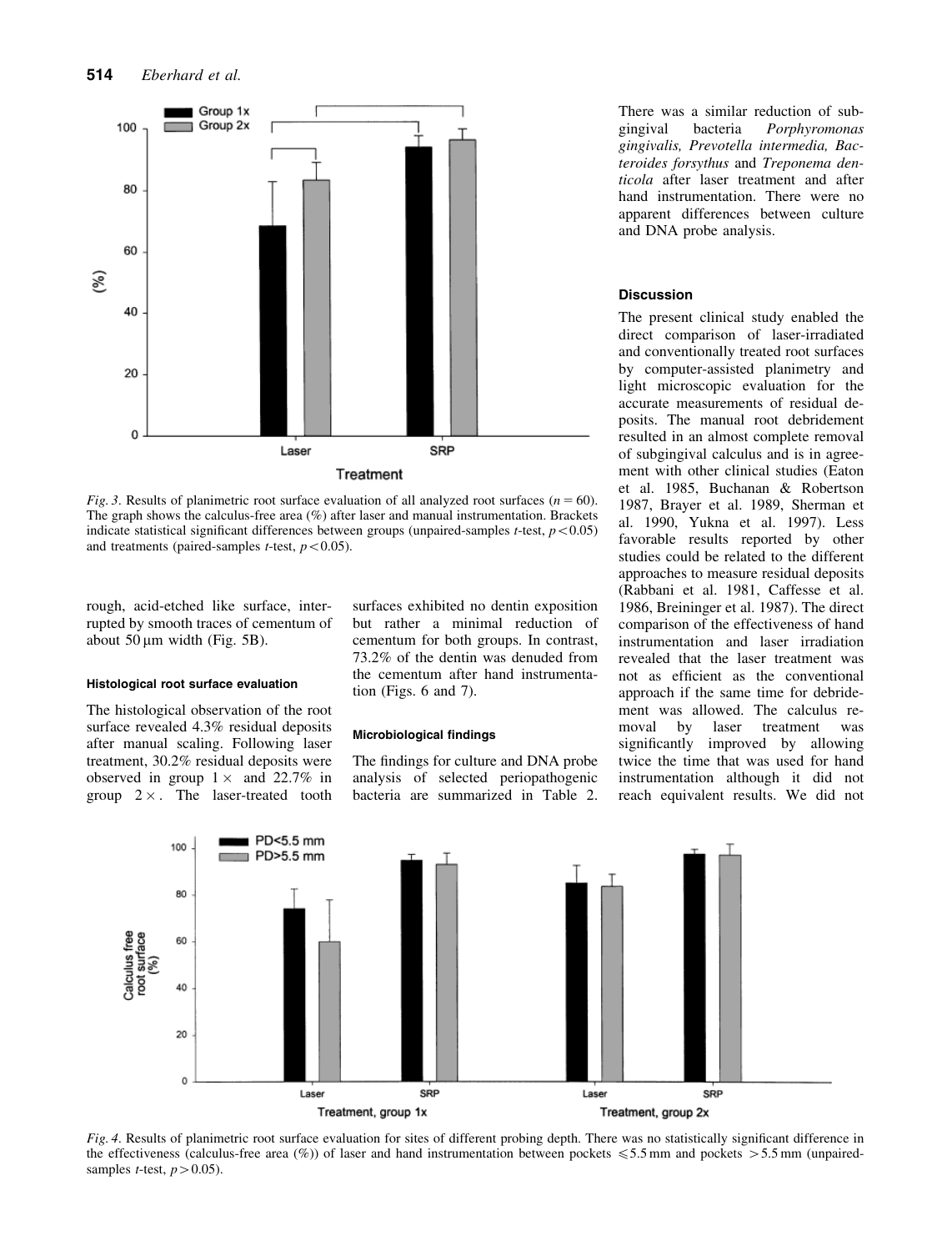*Fig. 3.* Results of planimetric root surface evaluation of all analyzed root surfaces ($n = 60$). The graph shows the calculus-free area (%) after laser and manual instrumentation. Brackets indicate statistical significant differences between groups (unpaired-samples *t*-test, $p < 0.05$) and treatments (paired-samples *t*-test, $p < 0.05$).

rough, acid-etched like surface, interrupted by smooth traces of cementum of about 50 µm width (Fig. 5B).

#### Histological root surface evaluation

The histological observation of the root surface revealed 4.3% residual deposits after manual scaling. Following laser treatment, 30.2% residual deposits were observed in group 1× and 22.7% in group 2×. The laser-treated tooth surfaces exhibited no dentin exposition but rather a minimal reduction of cementum for both groups. In contrast, 73.2% of the dentin was denuded from the cementum after hand instrumentation (Figs. 6 and 7).

#### Microbiological findings

The findings for culture and DNA probe analysis of selected periopathogenic bacteria are summarized in Table 2. There was a similar reduction of subgingival bacteria *Porphyromonas gingivalis, Prevotella intermedia, Bacteroides forsythus* and *Treponema denticola* after laser treatment and after hand instrumentation. There were no apparent differences between culture and DNA probe analysis.

## Discussion

The present clinical study enabled the direct comparison of laser-irradiated and conventionally treated root surfaces by computer-assisted planimetry and light microscopic evaluation for the accurate measurements of residual deposits. The manual root debridement resulted in an almost complete removal of subgingival calculus and is in agreement with other clinical studies (Eaton et al. 1985, Buchanan & Robertson 1987, Brayer et al. 1989, Sherman et al. 1990, Yukna et al. 1997). Less favorable results reported by other studies could be related to the different approaches to measure residual deposits (Rabbani et al. 1981, Caffesse et al. 1986, Breininger et al. 1987). The direct comparison of the effectiveness of hand instrumentation and laser irradiation revealed that the laser treatment was not as efficient as the conventional approach if the same time for debridement was allowed. The calculus removal by laser treatment was significantly improved by allowing twice the time that was used for hand instrumentation although it did not reach equivalent results. We did not

*Fig. 4.* Results of planimetric root surface evaluation for sites of different probing depth. There was no statistically significant difference in the effectiveness (calculus-free area (%)) of laser and hand instrumentation between pockets ≤5.5 mm and pockets >5.5 mm (unpaired-samples *t*-test, $p > 0.05$).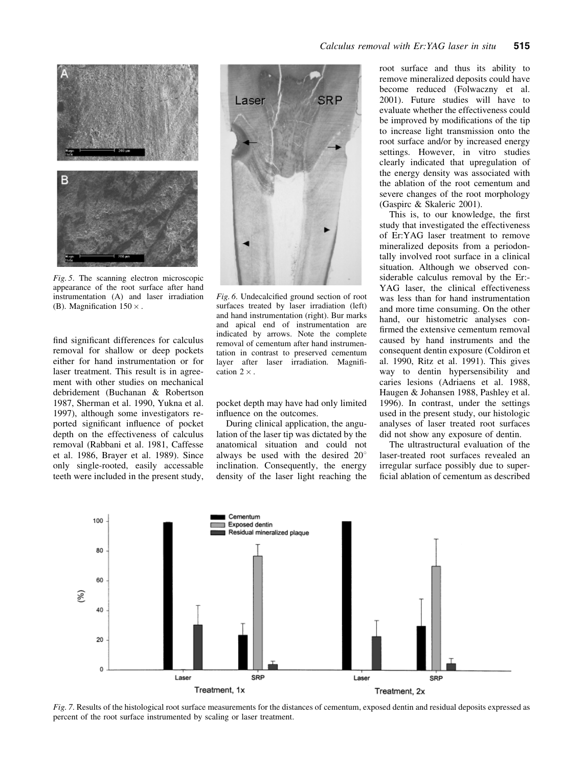*Fig. 5.* The scanning electron microscopic appearance of the root surface after hand instrumentation (A) and laser irradiation (B). Magnification 150 ×.

*Fig. 6.* Undecalcified ground section of root surfaces treated by laser irradiation (left) and hand instrumentation (right). Bur marks and apical end of instrumentation are indicated by arrows. Note the complete removal of cementum after hand instrumentation in contrast to preserved cementum layer after laser irradiation. Magnification 2 ×.

find significant differences for calculus removal for shallow or deep pockets either for hand instrumentation or for laser treatment. This result is in agreement with other studies on mechanical debridement (Buchanan & Robertson 1987, Sherman et al. 1990, Yukna et al. 1997), although some investigators reported significant influence of pocket depth on the effectiveness of calculus removal (Rabbani et al. 1981, Caffesse et al. 1986, Brayer et al. 1989). Since only single-rooted, easily accessable teeth were included in the present study, pocket depth may have had only limited influence on the outcomes.

During clinical application, the angulation of the laser tip was dictated by the anatomical situation and could not always be used with the desired 20° inclination. Consequently, the energy density of the laser light reaching the root surface and thus its ability to remove mineralized deposits could have become reduced (Folwaczny et al. 2001). Future studies will have to evaluate whether the effectiveness could be improved by modifications of the tip to increase light transmission onto the root surface and/or by increased energy settings. However, in vitro studies clearly indicated that upregulation of the energy density was associated with the ablation of the root cementum and severe changes of the root morphology (Gaspirc & Skaleric 2001).

This is, to our knowledge, the first study that investigated the effectiveness of Er:YAG laser treatment to remove mineralized deposits from a periodontally involved root surface in a clinical situation. Although we observed considerable calculus removal by the Er:YAG laser, the clinical effectiveness was less than for hand instrumentation and more time consuming. On the other hand, our histometric analyses confirmed the extensive cementum removal caused by hand instruments and the consequent dentin exposure (Coldiron et al. 1990, Ritz et al. 1991). This gives way to dentin hypersensibility and caries lesions (Adriaens et al. 1988, Haugen & Johansen 1988, Pashley et al. 1996). In contrast, under the settings used in the present study, our histologic analyses of laser treated root surfaces did not show any exposure of dentin.

The ultrastructural evaluation of the laser-treated root surfaces revealed an irregular surface possibly due to superficial ablation of cementum as described

*Fig. 7.* Results of the histological root surface measurements for the distances of cementum, exposed dentin and residual deposits expressed as percent of the root surface instrumented by scaling or laser treatment.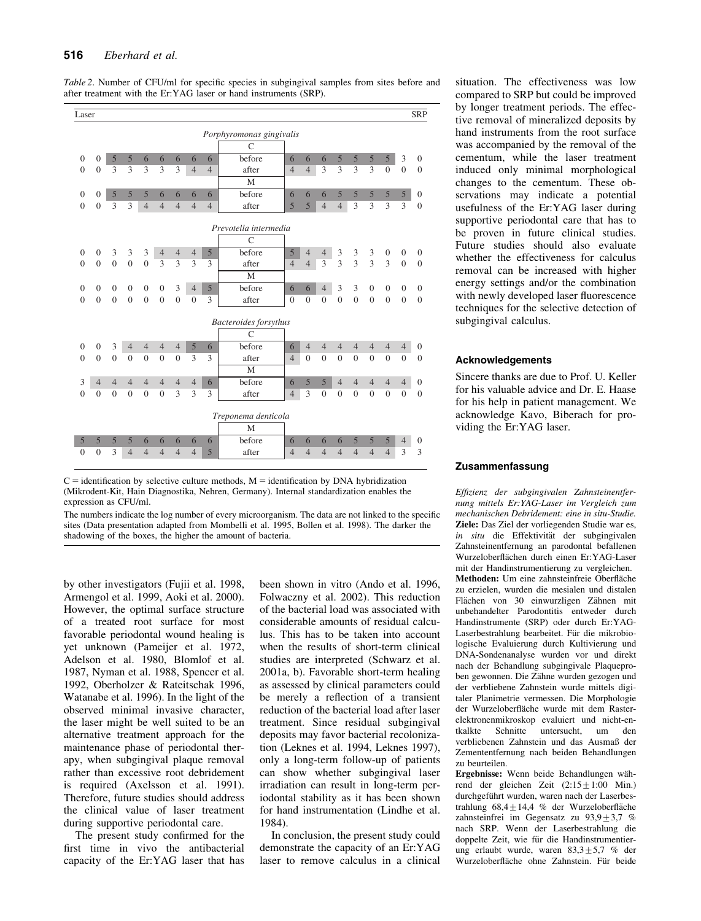*Table 2*. Number of CFU/ml for specific species in subgingival samples from sites before and after treatment with the Er:YAG laser or hand instruments (SRP).

| Laser | | | | | | | | | | | | | | | | | | SRP |
|---|---|---|---|---|---|---|---|---|---|---|---|---|---|---|---|---|---|---|
| | | | | | | | | | *Porphyromonas gingivalis* | | | | | | | | | |
| | | | | | | | | | C | | | | | | | | | |
| 0 | 0 | 5 | 5 | 6 | 6 | 6 | 6 | 6 | before | 6 | 6 | 6 | 5 | 5 | 5 | 5 | 3 | 0 |
| 0 | 0 | 3 | 3 | 3 | 3 | 3 | 4 | 4 | after | 4 | 4 | 3 | 3 | 3 | 3 | 0 | 0 | 0 |
| | | | | | | | | | M | | | | | | | | | |
| 0 | 0 | 5 | 5 | 5 | 6 | 6 | 6 | 6 | before | 6 | 6 | 6 | 5 | 5 | 5 | 5 | 5 | 0 |
| 0 | 0 | 3 | 3 | 4 | 4 | 4 | 4 | 4 | after | 5 | 5 | 4 | 4 | 3 | 3 | 3 | 3 | 0 |
| | | | | | | | | | *Prevotella intermedia* | | | | | | | | | |
| | | | | | | | | | C | | | | | | | | | |
| 0 | 0 | 3 | 3 | 3 | 4 | 4 | 4 | 5 | before | 5 | 4 | 4 | 3 | 3 | 3 | 0 | 0 | 0 |
| 0 | 0 | 0 | 0 | 0 | 3 | 3 | 3 | 3 | after | 4 | 4 | 3 | 3 | 3 | 3 | 3 | 0 | 0 |
| | | | | | | | | | M | | | | | | | | | |
| 0 | 0 | 0 | 0 | 0 | 0 | 3 | 4 | 5 | before | 6 | 6 | 4 | 3 | 3 | 0 | 0 | 0 | 0 |
| 0 | 0 | 0 | 0 | 0 | 0 | 0 | 0 | 3 | after | 0 | 0 | 0 | 0 | 0 | 0 | 0 | 0 | 0 |
| | | | | | | | | | *Bacteroides forsythus* | | | | | | | | | |
| | | | | | | | | | C | | | | | | | | | |
| 0 | 0 | 3 | 4 | 4 | 4 | 4 | 5 | 6 | before | 6 | 4 | 4 | 4 | 4 | 4 | 4 | 4 | 0 |
| 0 | 0 | 0 | 0 | 0 | 0 | 0 | 3 | 3 | after | 4 | 0 | 0 | 0 | 0 | 0 | 0 | 0 | 0 |
| | | | | | | | | | M | | | | | | | | | |
| 3 | 4 | 4 | 4 | 4 | 4 | 4 | 4 | 6 | before | 6 | 5 | 5 | 4 | 4 | 4 | 4 | 4 | 0 |
| 0 | 0 | 0 | 0 | 0 | 0 | 3 | 3 | 3 | after | 4 | 3 | 0 | 0 | 0 | 0 | 0 | 0 | 0 |
| | | | | | | | | | *Treponema denticola* | | | | | | | | | |
| | | | | | | | | | M | | | | | | | | | |
| 5 | 5 | 5 | 5 | 6 | 6 | 6 | 6 | 6 | before | 6 | 6 | 6 | 6 | 5 | 5 | 5 | 4 | 0 |
| 0 | 0 | 3 | 4 | 4 | 4 | 4 | 4 | 5 | after | 4 | 4 | 4 | 4 | 4 | 4 | 4 | 3 | 3 |

C = identification by selective culture methods, M = identification by DNA hybridization (Mikrodent-Kit, Hain Diagnostika, Nehren, Germany). Internal standardization enables the expression as CFU/ml.

The numbers indicate the log number of every microorganism. The data are not linked to the specific sites (Data presentation adapted from Mombelli et al. 1995, Bollen et al. 1998). The darker the shadowing of the boxes, the higher the amount of bacteria.

by other investigators (Fujii et al. 1998, Armengol et al. 1999, Aoki et al. 2000). However, the optimal surface structure of a treated root surface for most favorable periodontal wound healing is yet unknown (Pameijer et al. 1972, Adelson et al. 1980, Blomlof et al. 1987, Nyman et al. 1988, Spencer et al. 1992, Oberholzer & Rateitschak 1996, Watanabe et al. 1996). In the light of the observed minimal invasive character, the laser might be well suited to be an alternative treatment approach for the maintenance phase of periodontal therapy, when subgingival plaque removal rather than excessive root debridement is required (Axelsson et al. 1991). Therefore, future studies should address the clinical value of laser treatment during supportive periodontal care.

The present study confirmed for the first time in vivo the antibacterial capacity of the Er:YAG laser that has been shown in vitro (Ando et al. 1996, Folwaczny et al. 2002). This reduction of the bacterial load was associated with considerable amounts of residual calculus. This has to be taken into account when the results of short-term clinical studies are interpreted (Schwarz et al. 2001a, b). Favorable short-term healing as assessed by clinical parameters could be merely a reflection of a transient reduction of the bacterial load after laser treatment. Since residual subgingival deposits may favor bacterial recolonization (Leknes et al. 1994, Leknes 1997), only a long-term follow-up of patients can show whether subgingival laser irradiation can result in long-term periodontal stability as it has been shown for hand instrumentation (Lindhe et al. 1984).

In conclusion, the present study could demonstrate the capacity of an Er:YAG laser to remove calculus in a clinical situation. The effectiveness was low compared to SRP but could be improved by longer treatment periods. The effective removal of mineralized deposits by hand instruments from the root surface was accompanied by the removal of the cementum, while the laser treatment induced only minimal morphological changes to the cementum. These observations may indicate a potential usefulness of the Er:YAG laser during supportive periodontal care that has to be proven in future clinical studies. Future studies should also evaluate whether the effectiveness for calculus removal can be increased with higher energy settings and/or the combination with newly developed laser fluorescence techniques for the selective detection of subgingival calculus.

## Acknowledgements

Sincere thanks are due to Prof. U. Keller for his valuable advice and Dr. E. Haase for his help in patient management. We acknowledge Kavo, Biberach for providing the Er:YAG laser.

## Zusammenfassung

*Effizienz der subgingivalen Zahnsteinentfernung mittels Er:YAG-Laser im Vergleich zum mechanischen Debridement: eine in situ-Studie.*

**Ziele:** Das Ziel der vorliegenden Studie war es, *in situ* die Effektivität der subgingivalen Zahnsteinentfernung an parodontal befallenen Wurzeloberflächen durch einen Er:YAG-Laser mit der Handinstrumentierung zu vergleichen.

**Methoden:** Um eine zahnsteinfreie Oberfläche zu erzielen, wurden die mesialen und distalen Flächen von 30 einwurzligen Zähnen mit unbehandelter Parodontitis entweder durch Handinstrumente (SRP) oder durch Er:YAG-Laserbestrahlung bearbeitet. Für die mikrobiologische Evaluierung durch Kultivierung und DNA-Sondenanalyse wurden vor und direkt nach der Behandlung subgingivale Plaqueproben gewonnen. Die Zähne wurden gezogen und der verbliebene Zahnstein wurde mittels digitaler Planimetrie vermessen. Die Morphologie der Wurzeloberfläche wurde mit dem Rasterelektronenmikroskop evaluiert und nicht-entkalkte Schnitte untersucht, um den verbliebenen Zahnstein und das Ausmaß der Zemententfernung nach beiden Behandlungen zu beurteilen.

**Ergebnisse:** Wenn beide Behandlungen während der gleichen Zeit ($2{:}15 \pm 1{:}00$ Min.) durchgeführt wurden, waren nach der Laserbestrahlung $68{,}4 \pm 14{,}4$ % der Wurzeloberfläche zahnsteinfrei im Gegensatz zu $93{,}9 \pm 3{,}7$ % nach SRP. Wenn der Laserbestrahlung die doppelte Zeit, wie für die Handinstrumentierung erlaubt wurde, waren $83{,}3 \pm 5{,}7$ % der Wurzeloberfläche ohne Zahnstein. Für beide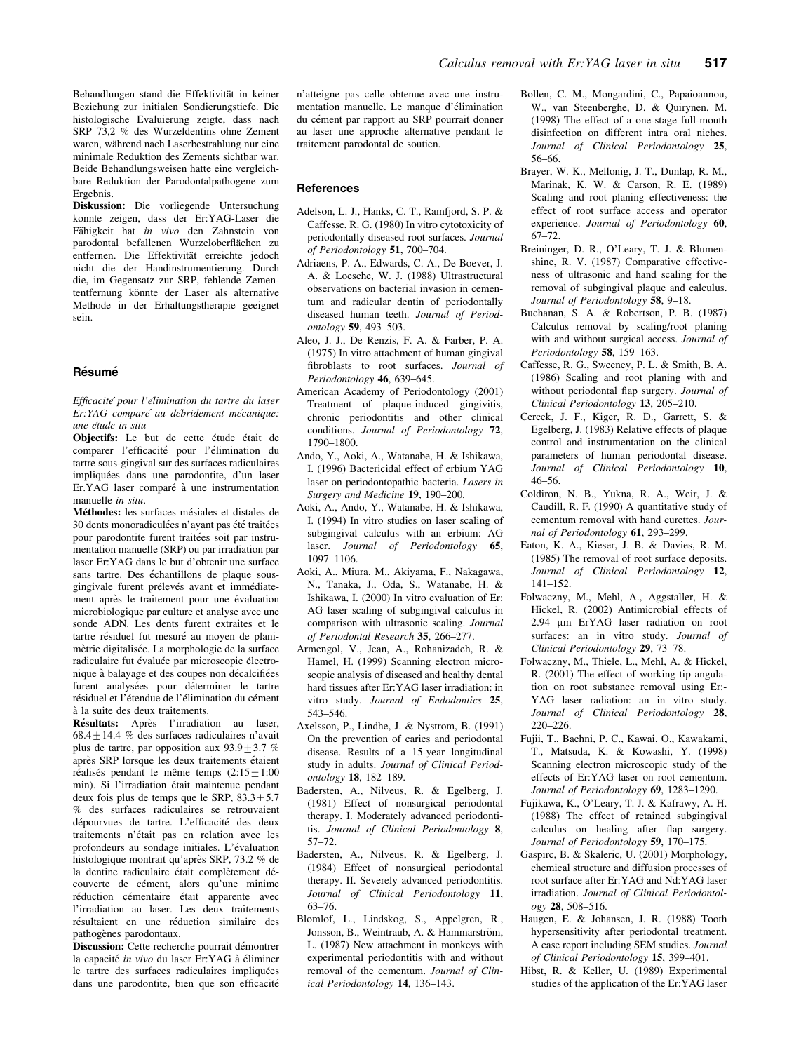Behandlungen stand die Effektivität in keiner Beziehung zur initialen Sondierungstiefe. Die histologische Evaluierung zeigte, dass nach SRP 73,2 % des Wurzeldentins ohne Zement waren, während nach Laserbestrahlung nur eine minimale Reduktion des Zements sichtbar war. Beide Behandlungsweisen hatte eine vergleichbare Reduktion der Parodontalpathogene zum Ergebnis.

**Diskussion:** Die vorliegende Untersuchung konnte zeigen, dass der Er:YAG-Laser die Fähigkeit hat *in vivo* den Zahnstein von parodontal befallenen Wurzeloberflächen zu entfernen. Die Effektivität erreichte jedoch nicht die der Handinstrumentierung. Durch die, im Gegensatz zur SRP, fehlende Zemententfernung könnte der Laser als alternative Methode in der Erhaltungstherapie geeignet sein.

## Résumé

*Efficacité pour l'élimination du tartre du laser Er:YAG comparé au débridement mécanique: une étude in situ*

**Objectifs:** Le but de cette étude était de comparer l'efficacité pour l'élimination du tartre sous-gingival sur des surfaces radiculaires impliquées dans une parodontite, d'un laser Er.YAG laser comparé à une instrumentation manuelle *in situ*.

**Méthodes:** les surfaces mésiales et distales de 30 dents monoradiculées n'ayant pas été traitées pour parodontite furent traitées soit par instrumentation manuelle (SRP) ou par irradiation par laser Er:YAG dans le but d'obtenir une surface sans tartre. Des échantillons de plaque sous-gingivale furent prélevés avant et immédiatement après le traitement pour une évaluation microbiologique par culture et analyse avec une sonde ADN. Les dents furent extraites et le tartre résiduel fut mesuré au moyen de planimètrie digitalisée. La morphologie de la surface radiculaire fut évaluée par microscopie électronique à balayage et des coupes non décalcifiées furent analysées pour déterminer le tartre résiduel et l'étendue de l'élimination du cément à la suite des deux traitements.

**Résultats:** Après l'irradiation au laser, $68.4 \pm 14.4$ % des surfaces radiculaires n'avait plus de tartre, par opposition aux $93.9 \pm 3.7$ % après SRP lorsque les deux traitements étaient réalisés pendant le même temps ($2:15 \pm 1:00$ min). Si l'irradiation était maintenue pendant deux fois plus de temps que le SRP, $83.3 \pm 5.7$ % des surfaces radiculaires se retrouvaient dépourvues de tartre. L'efficacité des deux traitements n'était pas en relation avec les profondeurs au sondage initiales. L'évaluation histologique montrait qu'après SRP, 73.2 % de la dentine radiculaire était complètement découverte de cément, alors qu'une minime réduction cémentaire était apparente avec l'irradiation au laser. Les deux traitements résultaient en une réduction similaire des pathogènes parodontaux.

**Discussion:** Cette recherche pourrait démontrer la capacité *in vivo* du laser Er:YAG à éliminer le tartre des surfaces radiculaires impliquées dans une parodontite, bien que son efficacité n'atteigne pas celle obtenue avec une instrumentation manuelle. Le manque d'élimination du cément par rapport au SRP pourrait donner au laser une approche alternative pendant le traitement parodontal de soutien.

## References

Adelson, L. J., Hanks, C. T., Ramfjord, S. P. & Caffesse, R. G. (1980) In vitro cytotoxicity of periodontally diseased root surfaces. *Journal of Periodontology* **51**, 700–704.

Adriaens, P. A., Edwards, C. A., De Boever, J. A. & Loesche, W. J. (1988) Ultrastructural observations on bacterial invasion in cementum and radicular dentin of periodontally diseased human teeth. *Journal of Periodontology* **59**, 493–503.

Aleo, J. J., De Renzis, F. A. & Farber, P. A. (1975) In vitro attachment of human gingival fibroblasts to root surfaces. *Journal of Periodontology* **46**, 639–645.

American Academy of Periodontology (2001) Treatment of plaque-induced gingivitis, chronic periodontitis and other clinical conditions. *Journal of Periodontology* **72**, 1790–1800.

Ando, Y., Aoki, A., Watanabe, H. & Ishikawa, I. (1996) Bactericidal effect of erbium YAG laser on periodontopathic bacteria. *Lasers in Surgery and Medicine* **19**, 190–200.

Aoki, A., Ando, Y., Watanabe, H. & Ishikawa, I. (1994) In vitro studies on laser scaling of subgingival calculus with an erbium: AG laser. *Journal of Periodontology* **65**, 1097–1106.

Aoki, A., Miura, M., Akiyama, F., Nakagawa, N., Tanaka, J., Oda, S., Watanabe, H. & Ishikawa, I. (2000) In vitro evaluation of Er: AG laser scaling of subgingival calculus in comparison with ultrasonic scaling. *Journal of Periodontal Research* **35**, 266–277.

Armengol, V., Jean, A., Rohanizadeh, R. & Hamel, H. (1999) Scanning electron microscopic analysis of diseased and healthy dental hard tissues after Er:YAG laser irradiation: in vitro study. *Journal of Endodontics* **25**, 543–546.

Axelsson, P., Lindhe, J. & Nystrom, B. (1991) On the prevention of caries and periodontal disease. Results of a 15-year longitudinal study in adults. *Journal of Clinical Periodontology* **18**, 182–189.

Badersten, A., Nilveus, R. & Egelberg, J. (1981) Effect of nonsurgical periodontal therapy. I. Moderately advanced periodontitis. *Journal of Clinical Periodontology* **8**, 57–72.

Badersten, A., Nilveus, R. & Egelberg, J. (1984) Effect of nonsurgical periodontal therapy. II. Severely advanced periodontitis. *Journal of Clinical Periodontology* **11**, 63–76.

Blomlof, L., Lindskog, S., Appelgren, R., Jonsson, B., Weintraub, A. & Hammarström, L. (1987) New attachment in monkeys with experimental periodontitis with and without removal of the cementum. *Journal of Clinical Periodontology* **14**, 136–143.

Bollen, C. M., Mongardini, C., Papaioannou, W., van Steenberghe, D. & Quirynen, M. (1998) The effect of a one-stage full-mouth disinfection on different intra oral niches. *Journal of Clinical Periodontology* **25**, 56–66.

Brayer, W. K., Mellonig, J. T., Dunlap, R. M., Marinak, K. W. & Carson, R. E. (1989) Scaling and root planing effectiveness: the effect of root surface access and operator experience. *Journal of Periodontology* **60**, 67–72.

Breininger, D. R., O'Leary, T. J. & Blumenshine, R. V. (1987) Comparative effectiveness of ultrasonic and hand scaling for the removal of subgingival plaque and calculus. *Journal of Periodontology* **58**, 9–18.

Buchanan, S. A. & Robertson, P. B. (1987) Calculus removal by scaling/root planing with and without surgical access. *Journal of Periodontology* **58**, 159–163.

Caffesse, R. G., Sweeney, P. L. & Smith, B. A. (1986) Scaling and root planing with and without periodontal flap surgery. *Journal of Clinical Periodontology* **13**, 205–210.

Cercek, J. F., Kiger, R. D., Garrett, S. & Egelberg, J. (1983) Relative effects of plaque control and instrumentation on the clinical parameters of human periodontal disease. *Journal of Clinical Periodontology* **10**, 46–56.

Coldiron, N. B., Yukna, R. A., Weir, J. & Caudill, R. F. (1990) A quantitative study of cementum removal with hand curettes. *Journal of Periodontology* **61**, 293–299.

Eaton, K. A., Kieser, J. B. & Davies, R. M. (1985) The removal of root surface deposits. *Journal of Clinical Periodontology* **12**, 141–152.

Folwaczny, M., Mehl, A., Aggstaller, H. & Hickel, R. (2002) Antimicrobial effects of 2.94 μm ErYAG laser radiation on root surfaces: an in vitro study. *Journal of Clinical Periodontology* **29**, 73–78.

Folwaczny, M., Thiele, L., Mehl, A. & Hickel, R. (2001) The effect of working tip angulation on root substance removal using Er:-YAG laser radiation: an in vitro study. *Journal of Clinical Periodontology* **28**, 220–226.

Fujii, T., Baehni, P. C., Kawai, O., Kawakami, T., Matsuda, K. & Kowashi, Y. (1998) Scanning electron microscopic study of the effects of Er:YAG laser on root cementum. *Journal of Periodontology* **69**, 1283–1290.

Fujikawa, K., O'Leary, T. J. & Kafrawy, A. H. (1988) The effect of retained subgingival calculus on healing after flap surgery. *Journal of Periodontology* **59**, 170–175.

Gaspirc, B. & Skaleric, U. (2001) Morphology, chemical structure and diffusion processes of root surface after Er:YAG and Nd:YAG laser irradiation. *Journal of Clinical Periodontology* **28**, 508–516.

Haugen, E. & Johansen, J. R. (1988) Tooth hypersensitivity after periodontal treatment. A case report including SEM studies. *Journal of Clinical Periodontology* **15**, 399–401.

Hibst, R. & Keller, U. (1989) Experimental studies of the application of the Er:YAG laser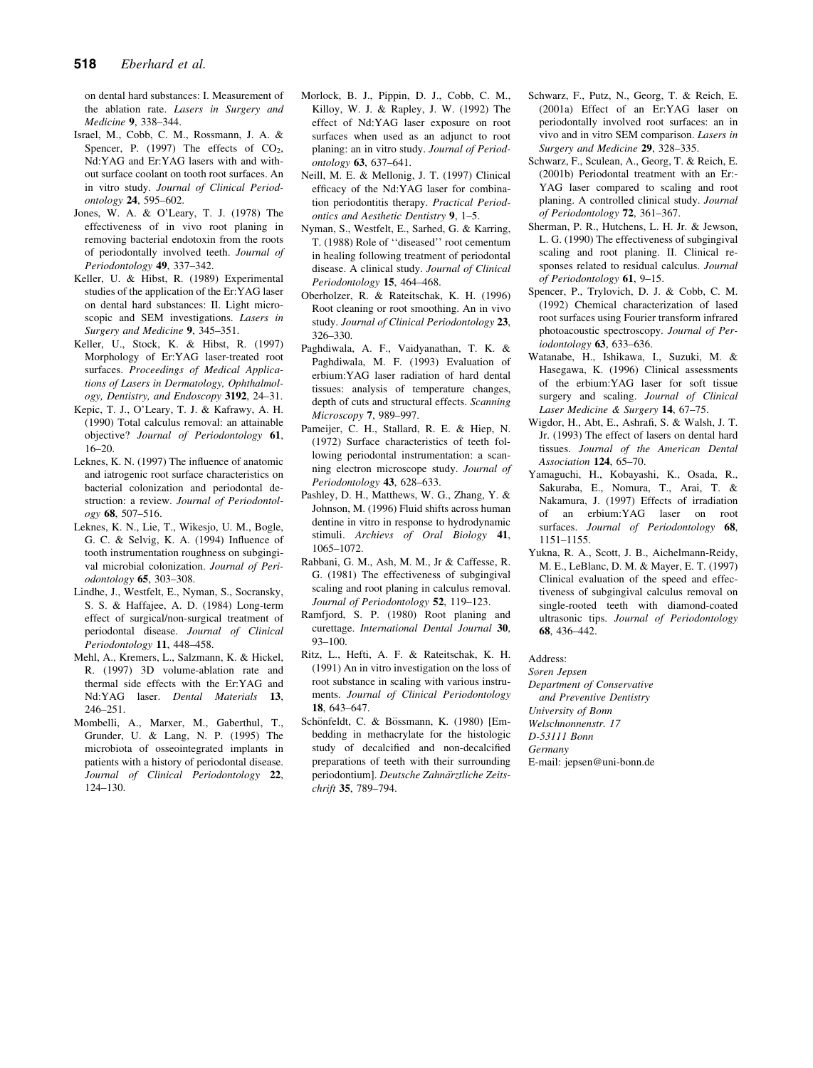on dental hard substances: I. Measurement of the ablation rate. *Lasers in Surgery and Medicine* **9**, 338–344.

Israel, M., Cobb, C. M., Rossmann, J. A. & Spencer, P. (1997) The effects of $CO_2$, Nd:YAG and Er:YAG lasers with and without surface coolant on tooth root surfaces. An in vitro study. *Journal of Clinical Periodontology* **24**, 595–602.

Jones, W. A. & O'Leary, T. J. (1978) The effectiveness of in vivo root planing in removing bacterial endotoxin from the roots of periodontally involved teeth. *Journal of Periodontology* **49**, 337–342.

Keller, U. & Hibst, R. (1989) Experimental studies of the application of the Er:YAG laser on dental hard substances: II. Light microscopic and SEM investigations. *Lasers in Surgery and Medicine* **9**, 345–351.

Keller, U., Stock, K. & Hibst, R. (1997) Morphology of Er:YAG laser-treated root surfaces. *Proceedings of Medical Applications of Lasers in Dermatology, Ophthalmology, Dentistry, and Endoscopy* **3192**, 24–31.

Kepic, T. J., O'Leary, T. J. & Kafrawy, A. H. (1990) Total calculus removal: an attainable objective? *Journal of Periodontology* **61**, 16–20.

Leknes, K. N. (1997) The influence of anatomic and iatrogenic root surface characteristics on bacterial colonization and periodontal destruction: a review. *Journal of Periodontology* **68**, 507–516.

Leknes, K. N., Lie, T., Wikesjo, U. M., Bogle, G. C. & Selvig, K. A. (1994) Influence of tooth instrumentation roughness on subgingival microbial colonization. *Journal of Periodontology* **65**, 303–308.

Lindhe, J., Westfelt, E., Nyman, S., Socransky, S. S. & Haffajee, A. D. (1984) Long-term effect of surgical/non-surgical treatment of periodontal disease. *Journal of Clinical Periodontology* **11**, 448–458.

Mehl, A., Kremers, L., Salzmann, K. & Hickel, R. (1997) 3D volume-ablation rate and thermal side effects with the Er:YAG and Nd:YAG laser. *Dental Materials* **13**, 246–251.

Mombelli, A., Marxer, M., Gaberthul, T., Grunder, U. & Lang, N. P. (1995) The microbiota of osseointegrated implants in patients with a history of periodontal disease. *Journal of Clinical Periodontology* **22**, 124–130.

Morlock, B. J., Pippin, D. J., Cobb, C. M., Killoy, W. J. & Rapley, J. W. (1992) The effect of Nd:YAG laser exposure on root surfaces when used as an adjunct to root planing: an in vitro study. *Journal of Periodontology* **63**, 637–641.

Neill, M. E. & Mellonig, J. T. (1997) Clinical efficacy of the Nd:YAG laser for combination periodontitis therapy. *Practical Periodontics and Aesthetic Dentistry* **9**, 1–5.

Nyman, S., Westfelt, E., Sarhed, G. & Karring, T. (1988) Role of ''diseased'' root cementum in healing following treatment of periodontal disease. A clinical study. *Journal of Clinical Periodontology* **15**, 464–468.

Oberholzer, R. & Rateitschak, K. H. (1996) Root cleaning or root smoothing. An in vivo study. *Journal of Clinical Periodontology* **23**, 326–330.

Paghdiwala, A. F., Vaidyanathan, T. K. & Paghdiwala, M. F. (1993) Evaluation of erbium:YAG laser radiation of hard dental tissues: analysis of temperature changes, depth of cuts and structural effects. *Scanning Microscopy* **7**, 989–997.

Pameijer, C. H., Stallard, R. E. & Hiep, N. (1972) Surface characteristics of teeth following periodontal instrumentation: a scanning electron microscope study. *Journal of Periodontology* **43**, 628–633.

Pashley, D. H., Matthews, W. G., Zhang, Y. & Johnson, M. (1996) Fluid shifts across human dentine in vitro in response to hydrodynamic stimuli. *Archievs of Oral Biology* **41**, 1065–1072.

Rabbani, G. M., Ash, M. M., Jr & Caffesse, R. G. (1981) The effectiveness of subgingival scaling and root planing in calculus removal. *Journal of Periodontology* **52**, 119–123.

Ramfjord, S. P. (1980) Root planing and curettage. *International Dental Journal* **30**, 93–100.

Ritz, L., Hefti, A. F. & Rateitschak, K. H. (1991) An in vitro investigation on the loss of root substance in scaling with various instruments. *Journal of Clinical Periodontology* **18**, 643–647.

Schönfeldt, C. & Bössmann, K. (1980) [Embedding in methacrylate for the histologic study of decalcified and non-decalcified preparations of teeth with their surrounding periodontium]. *Deutsche Zahnärztliche Zeitschrift* **35**, 789–794.

Schwarz, F., Putz, N., Georg, T. & Reich, E. (2001a) Effect of an Er:YAG laser on periodontally involved root surfaces: an in vivo and in vitro SEM comparison. *Lasers in Surgery and Medicine* **29**, 328–335.

Schwarz, F., Sculean, A., Georg, T. & Reich, E. (2001b) Periodontal treatment with an Er:-YAG laser compared to scaling and root planing. A controlled clinical study. *Journal of Periodontology* **72**, 361–367.

Sherman, P. R., Hutchens, L. H. Jr. & Jewson, L. G. (1990) The effectiveness of subgingival scaling and root planing. II. Clinical responses related to residual calculus. *Journal of Periodontology* **61**, 9–15.

Spencer, P., Trylovich, D. J. & Cobb, C. M. (1992) Chemical characterization of lased root surfaces using Fourier transform infrared photoacoustic spectroscopy. *Journal of Periodontology* **63**, 633–636.

Watanabe, H., Ishikawa, I., Suzuki, M. & Hasegawa, K. (1996) Clinical assessments of the erbium:YAG laser for soft tissue surgery and scaling. *Journal of Clinical Laser Medicine & Surgery* **14**, 67–75.

Wigdor, H., Abt, E., Ashrafi, S. & Walsh, J. T. Jr. (1993) The effect of lasers on dental hard tissues. *Journal of the American Dental Association* **124**, 65–70.

Yamaguchi, H., Kobayashi, K., Osada, R., Sakuraba, E., Nomura, T., Arai, T. & Nakamura, J. (1997) Effects of irradiation of an erbium:YAG laser on root surfaces. *Journal of Periodontology* **68**, 1151–1155.

Yukna, R. A., Scott, J. B., Aichelmann-Reidy, M. E., LeBlanc, D. M. & Mayer, E. T. (1997) Clinical evaluation of the speed and effectiveness of subgingival calculus removal on single-rooted teeth with diamond-coated ultrasonic tips. *Journal of Periodontology* **68**, 436–442.

Address:
*Søren Jepsen*
*Department of Conservative and Preventive Dentistry*
*University of Bonn*
*Welschnonnenstr. 17*
*D-53111 Bonn*
*Germany*
E-mail: jepsen@uni-bonn.de